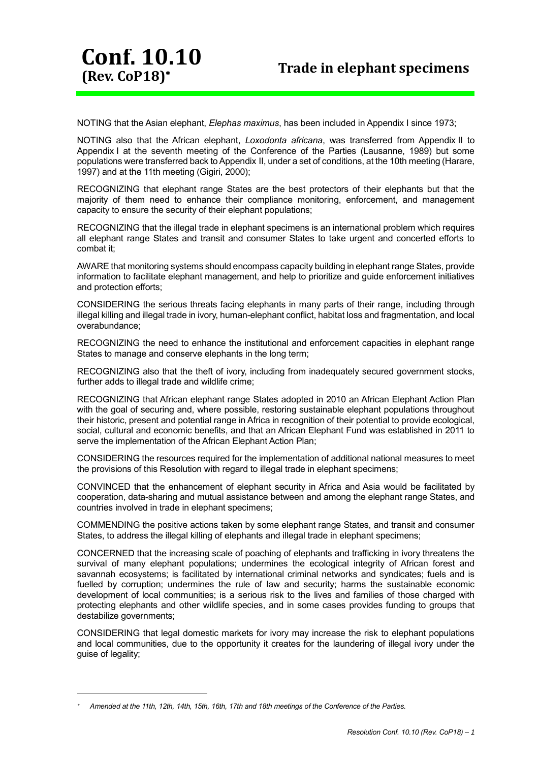# Conf. 10.10 (Rev. CoP18)*

# Trade in elephant specimens

NOTING that the Asian elephant, *Elephas maximus*, has been included in Appendix I since 1973;

NOTING also that the African elephant, *Loxodonta africana*, was transferred from Appendix II to Appendix I at the seventh meeting of the Conference of the Parties (Lausanne, 1989) but some populations were transferred back to Appendix II, under a set of conditions, at the 10th meeting (Harare, 1997) and at the 11th meeting (Gigiri, 2000);

RECOGNIZING that elephant range States are the best protectors of their elephants but that the majority of them need to enhance their compliance monitoring, enforcement, and management capacity to ensure the security of their elephant populations;

RECOGNIZING that the illegal trade in elephant specimens is an international problem which requires all elephant range States and transit and consumer States to take urgent and concerted efforts to combat it;

AWARE that monitoring systems should encompass capacity building in elephant range States, provide information to facilitate elephant management, and help to prioritize and guide enforcement initiatives and protection efforts;

CONSIDERING the serious threats facing elephants in many parts of their range, including through illegal killing and illegal trade in ivory, human-elephant conflict, habitat loss and fragmentation, and local overabundance;

RECOGNIZING the need to enhance the institutional and enforcement capacities in elephant range States to manage and conserve elephants in the long term;

RECOGNIZING also that the theft of ivory, including from inadequately secured government stocks, further adds to illegal trade and wildlife crime;

RECOGNIZING that African elephant range States adopted in 2010 an African Elephant Action Plan with the goal of securing and, where possible, restoring sustainable elephant populations throughout their historic, present and potential range in Africa in recognition of their potential to provide ecological, social, cultural and economic benefits, and that an African Elephant Fund was established in 2011 to serve the implementation of the African Elephant Action Plan;

CONSIDERING the resources required for the implementation of additional national measures to meet the provisions of this Resolution with regard to illegal trade in elephant specimens;

CONVINCED that the enhancement of elephant security in Africa and Asia would be facilitated by cooperation, data-sharing and mutual assistance between and among the elephant range States, and countries involved in trade in elephant specimens;

COMMENDING the positive actions taken by some elephant range States, and transit and consumer States, to address the illegal killing of elephants and illegal trade in elephant specimens;

CONCERNED that the increasing scale of poaching of elephants and trafficking in ivory threatens the survival of many elephant populations; undermines the ecological integrity of African forest and savannah ecosystems; is facilitated by international criminal networks and syndicates; fuels and is fuelled by corruption; undermines the rule of law and security; harms the sustainable economic development of local communities; is a serious risk to the lives and families of those charged with protecting elephants and other wildlife species, and in some cases provides funding to groups that destabilize governments;

CONSIDERING that legal domestic markets for ivory may increase the risk to elephant populations and local communities, due to the opportunity it creates for the laundering of illegal ivory under the guise of legality;

---

* *Amended at the 11th, 12th, 14th, 15th, 16th, 17th and 18th meetings of the Conference of the Parties.*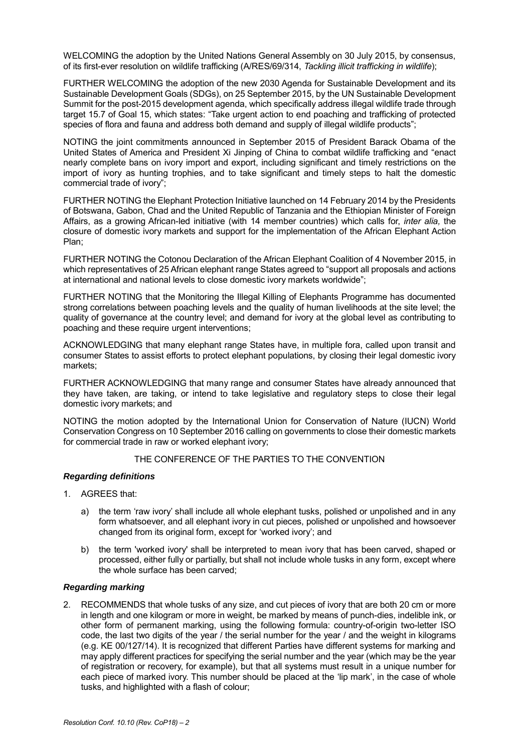WELCOMING the adoption by the United Nations General Assembly on 30 July 2015, by consensus, of its first-ever resolution on wildlife trafficking (A/RES/69/314, *Tackling illicit trafficking in wildlife*);

FURTHER WELCOMING the adoption of the new 2030 Agenda for Sustainable Development and its Sustainable Development Goals (SDGs), on 25 September 2015, by the UN Sustainable Development Summit for the post-2015 development agenda, which specifically address illegal wildlife trade through target 15.7 of Goal 15, which states: "Take urgent action to end poaching and trafficking of protected species of flora and fauna and address both demand and supply of illegal wildlife products";

NOTING the joint commitments announced in September 2015 of President Barack Obama of the United States of America and President Xi Jinping of China to combat wildlife trafficking and "enact nearly complete bans on ivory import and export, including significant and timely restrictions on the import of ivory as hunting trophies, and to take significant and timely steps to halt the domestic commercial trade of ivory";

FURTHER NOTING the Elephant Protection Initiative launched on 14 February 2014 by the Presidents of Botswana, Gabon, Chad and the United Republic of Tanzania and the Ethiopian Minister of Foreign Affairs, as a growing African-led initiative (with 14 member countries) which calls for, *inter alia,* the closure of domestic ivory markets and support for the implementation of the African Elephant Action Plan;

FURTHER NOTING the Cotonou Declaration of the African Elephant Coalition of 4 November 2015, in which representatives of 25 African elephant range States agreed to "support all proposals and actions at international and national levels to close domestic ivory markets worldwide";

FURTHER NOTING that the Monitoring the Illegal Killing of Elephants Programme has documented strong correlations between poaching levels and the quality of human livelihoods at the site level; the quality of governance at the country level; and demand for ivory at the global level as contributing to poaching and these require urgent interventions;

ACKNOWLEDGING that many elephant range States have, in multiple fora, called upon transit and consumer States to assist efforts to protect elephant populations, by closing their legal domestic ivory markets;

FURTHER ACKNOWLEDGING that many range and consumer States have already announced that they have taken, are taking, or intend to take legislative and regulatory steps to close their legal domestic ivory markets; and

NOTING the motion adopted by the International Union for Conservation of Nature (IUCN) World Conservation Congress on 10 September 2016 calling on governments to close their domestic markets for commercial trade in raw or worked elephant ivory;

THE CONFERENCE OF THE PARTIES TO THE CONVENTION

***Regarding definitions***

1. AGREES that:

   a) the term 'raw ivory' shall include all whole elephant tusks, polished or unpolished and in any form whatsoever, and all elephant ivory in cut pieces, polished or unpolished and howsoever changed from its original form, except for 'worked ivory'; and

   b) the term 'worked ivory' shall be interpreted to mean ivory that has been carved, shaped or processed, either fully or partially, but shall not include whole tusks in any form, except where the whole surface has been carved;

***Regarding marking***

2. RECOMMENDS that whole tusks of any size, and cut pieces of ivory that are both 20 cm or more in length and one kilogram or more in weight, be marked by means of punch-dies, indelible ink, or other form of permanent marking, using the following formula: country-of-origin two-letter ISO code, the last two digits of the year / the serial number for the year / and the weight in kilograms (e.g. KE 00/127/14). It is recognized that different Parties have different systems for marking and may apply different practices for specifying the serial number and the year (which may be the year of registration or recovery, for example), but that all systems must result in a unique number for each piece of marked ivory. This number should be placed at the 'lip mark', in the case of whole tusks, and highlighted with a flash of colour;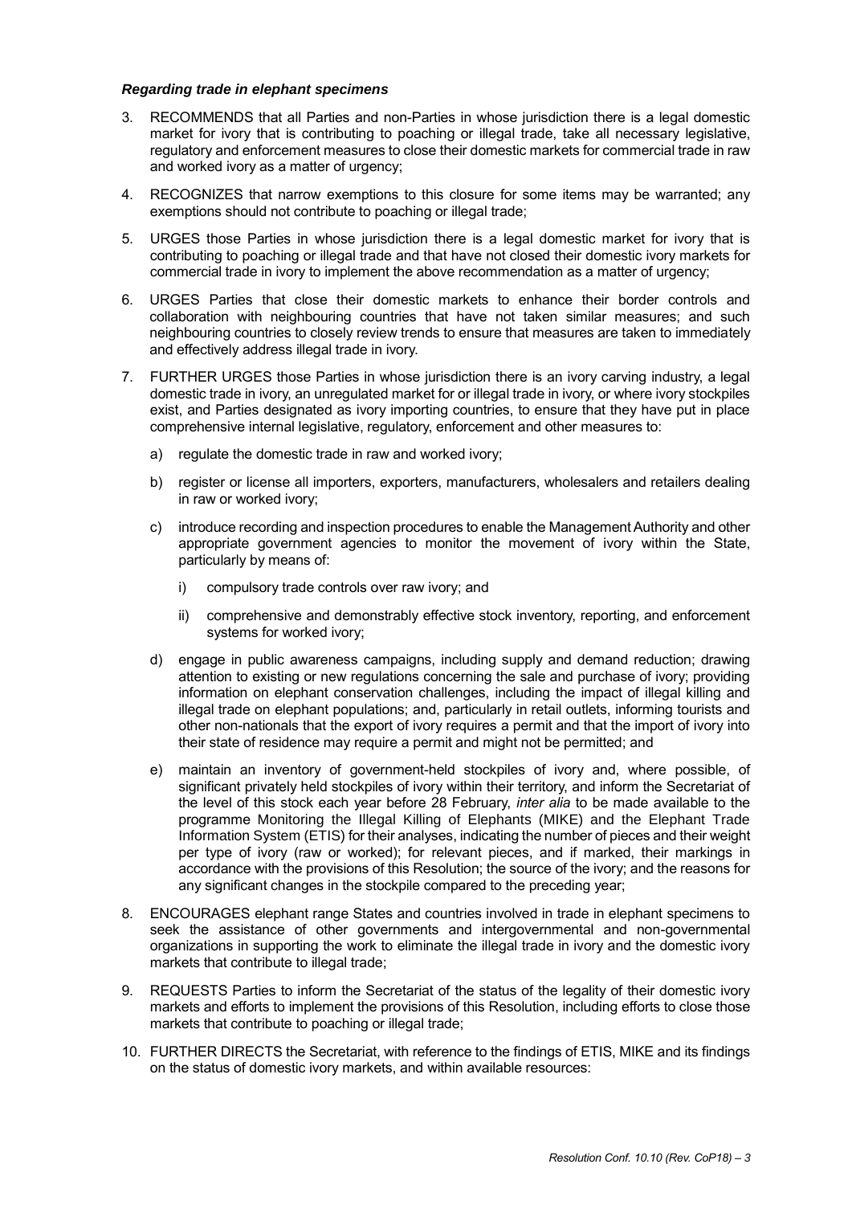***Regarding trade in elephant specimens***

3. RECOMMENDS that all Parties and non-Parties in whose jurisdiction there is a legal domestic market for ivory that is contributing to poaching or illegal trade, take all necessary legislative, regulatory and enforcement measures to close their domestic markets for commercial trade in raw and worked ivory as a matter of urgency;

4. RECOGNIZES that narrow exemptions to this closure for some items may be warranted; any exemptions should not contribute to poaching or illegal trade;

5. URGES those Parties in whose jurisdiction there is a legal domestic market for ivory that is contributing to poaching or illegal trade and that have not closed their domestic ivory markets for commercial trade in ivory to implement the above recommendation as a matter of urgency;

6. URGES Parties that close their domestic markets to enhance their border controls and collaboration with neighbouring countries that have not taken similar measures; and such neighbouring countries to closely review trends to ensure that measures are taken to immediately and effectively address illegal trade in ivory.

7. FURTHER URGES those Parties in whose jurisdiction there is an ivory carving industry, a legal domestic trade in ivory, an unregulated market for or illegal trade in ivory, or where ivory stockpiles exist, and Parties designated as ivory importing countries, to ensure that they have put in place comprehensive internal legislative, regulatory, enforcement and other measures to:

   a) regulate the domestic trade in raw and worked ivory;

   b) register or license all importers, exporters, manufacturers, wholesalers and retailers dealing in raw or worked ivory;

   c) introduce recording and inspection procedures to enable the Management Authority and other appropriate government agencies to monitor the movement of ivory within the State, particularly by means of:

      i) compulsory trade controls over raw ivory; and

      ii) comprehensive and demonstrably effective stock inventory, reporting, and enforcement systems for worked ivory;

   d) engage in public awareness campaigns, including supply and demand reduction; drawing attention to existing or new regulations concerning the sale and purchase of ivory; providing information on elephant conservation challenges, including the impact of illegal killing and illegal trade on elephant populations; and, particularly in retail outlets, informing tourists and other non-nationals that the export of ivory requires a permit and that the import of ivory into their state of residence may require a permit and might not be permitted; and

   e) maintain an inventory of government-held stockpiles of ivory and, where possible, of significant privately held stockpiles of ivory within their territory, and inform the Secretariat of the level of this stock each year before 28 February, *inter alia* to be made available to the programme Monitoring the Illegal Killing of Elephants (MIKE) and the Elephant Trade Information System (ETIS) for their analyses, indicating the number of pieces and their weight per type of ivory (raw or worked); for relevant pieces, and if marked, their markings in accordance with the provisions of this Resolution; the source of the ivory; and the reasons for any significant changes in the stockpile compared to the preceding year;

8. ENCOURAGES elephant range States and countries involved in trade in elephant specimens to seek the assistance of other governments and intergovernmental and non-governmental organizations in supporting the work to eliminate the illegal trade in ivory and the domestic ivory markets that contribute to illegal trade;

9. REQUESTS Parties to inform the Secretariat of the status of the legality of their domestic ivory markets and efforts to implement the provisions of this Resolution, including efforts to close those markets that contribute to poaching or illegal trade;

10. FURTHER DIRECTS the Secretariat, with reference to the findings of ETIS, MIKE and its findings on the status of domestic ivory markets, and within available resources: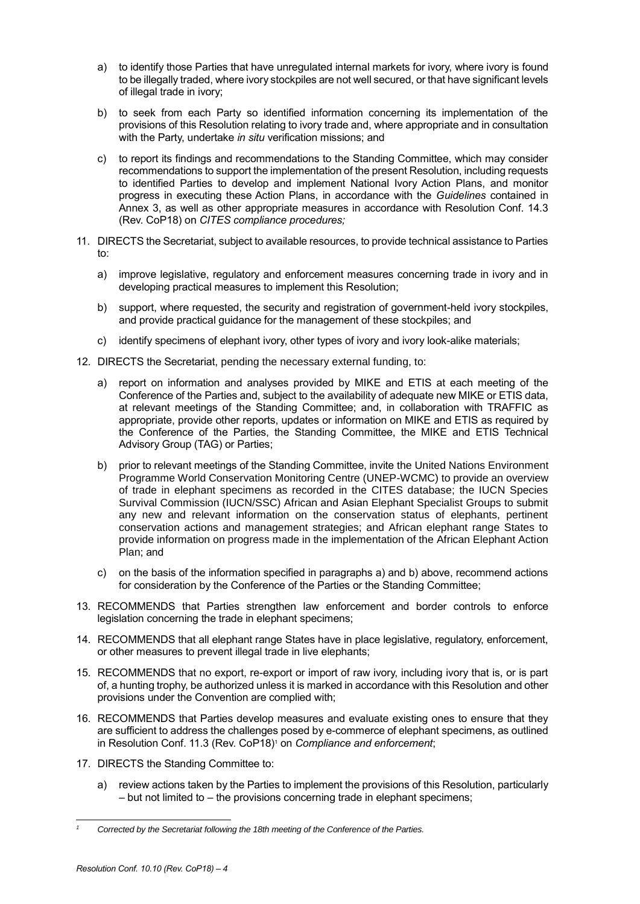a) to identify those Parties that have unregulated internal markets for ivory, where ivory is found to be illegally traded, where ivory stockpiles are not well secured, or that have significant levels of illegal trade in ivory;

b) to seek from each Party so identified information concerning its implementation of the provisions of this Resolution relating to ivory trade and, where appropriate and in consultation with the Party, undertake *in situ* verification missions; and

c) to report its findings and recommendations to the Standing Committee, which may consider recommendations to support the implementation of the present Resolution, including requests to identified Parties to develop and implement National Ivory Action Plans, and monitor progress in executing these Action Plans, in accordance with the *Guidelines* contained in Annex 3, as well as other appropriate measures in accordance with Resolution Conf. 14.3 (Rev. CoP18) on *CITES compliance procedures;*

11. DIRECTS the Secretariat, subject to available resources, to provide technical assistance to Parties to:

    a) improve legislative, regulatory and enforcement measures concerning trade in ivory and in developing practical measures to implement this Resolution;

    b) support, where requested, the security and registration of government-held ivory stockpiles, and provide practical guidance for the management of these stockpiles; and

    c) identify specimens of elephant ivory, other types of ivory and ivory look-alike materials;

12. DIRECTS the Secretariat, pending the necessary external funding, to:

    a) report on information and analyses provided by MIKE and ETIS at each meeting of the Conference of the Parties and, subject to the availability of adequate new MIKE or ETIS data, at relevant meetings of the Standing Committee; and, in collaboration with TRAFFIC as appropriate, provide other reports, updates or information on MIKE and ETIS as required by the Conference of the Parties, the Standing Committee, the MIKE and ETIS Technical Advisory Group (TAG) or Parties;

    b) prior to relevant meetings of the Standing Committee, invite the United Nations Environment Programme World Conservation Monitoring Centre (UNEP-WCMC) to provide an overview of trade in elephant specimens as recorded in the CITES database; the IUCN Species Survival Commission (IUCN/SSC) African and Asian Elephant Specialist Groups to submit any new and relevant information on the conservation status of elephants, pertinent conservation actions and management strategies; and African elephant range States to provide information on progress made in the implementation of the African Elephant Action Plan; and

    c) on the basis of the information specified in paragraphs a) and b) above, recommend actions for consideration by the Conference of the Parties or the Standing Committee;

13. RECOMMENDS that Parties strengthen law enforcement and border controls to enforce legislation concerning the trade in elephant specimens;

14. RECOMMENDS that all elephant range States have in place legislative, regulatory, enforcement, or other measures to prevent illegal trade in live elephants;

15. RECOMMENDS that no export, re-export or import of raw ivory, including ivory that is, or is part of, a hunting trophy, be authorized unless it is marked in accordance with this Resolution and other provisions under the Convention are complied with;

16. RECOMMENDS that Parties develop measures and evaluate existing ones to ensure that they are sufficient to address the challenges posed by e-commerce of elephant specimens, as outlined in Resolution Conf. 11.3 (Rev. CoP18)[1] on *Compliance and enforcement*;

17. DIRECTS the Standing Committee to:

    a) review actions taken by the Parties to implement the provisions of this Resolution, particularly – but not limited to – the provisions concerning trade in elephant specimens;

---

[1] *Corrected by the Secretariat following the 18th meeting of the Conference of the Parties.*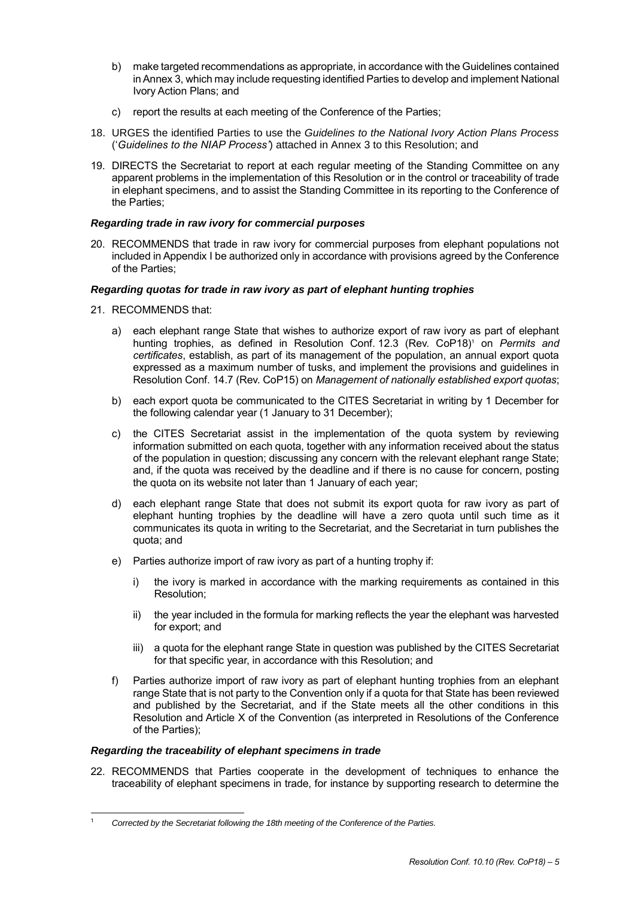b) make targeted recommendations as appropriate, in accordance with the Guidelines contained in Annex 3, which may include requesting identified Parties to develop and implement National Ivory Action Plans; and

c) report the results at each meeting of the Conference of the Parties;

18. URGES the identified Parties to use the *Guidelines to the National Ivory Action Plans Process* ('*Guidelines to the NIAP Process'*) attached in Annex 3 to this Resolution; and

19. DIRECTS the Secretariat to report at each regular meeting of the Standing Committee on any apparent problems in the implementation of this Resolution or in the control or traceability of trade in elephant specimens, and to assist the Standing Committee in its reporting to the Conference of the Parties;

***Regarding trade in raw ivory for commercial purposes***

20. RECOMMENDS that trade in raw ivory for commercial purposes from elephant populations not included in Appendix I be authorized only in accordance with provisions agreed by the Conference of the Parties;

***Regarding quotas for trade in raw ivory as part of elephant hunting trophies***

21. RECOMMENDS that:

 a) each elephant range State that wishes to authorize export of raw ivory as part of elephant hunting trophies, as defined in Resolution Conf. 12.3 (Rev. CoP18)[1] on *Permits and certificates*, establish, as part of its management of the population, an annual export quota expressed as a maximum number of tusks, and implement the provisions and guidelines in Resolution Conf. 14.7 (Rev. CoP15) on *Management of nationally established export quotas*;

 b) each export quota be communicated to the CITES Secretariat in writing by 1 December for the following calendar year (1 January to 31 December);

 c) the CITES Secretariat assist in the implementation of the quota system by reviewing information submitted on each quota, together with any information received about the status of the population in question; discussing any concern with the relevant elephant range State; and, if the quota was received by the deadline and if there is no cause for concern, posting the quota on its website not later than 1 January of each year;

 d) each elephant range State that does not submit its export quota for raw ivory as part of elephant hunting trophies by the deadline will have a zero quota until such time as it communicates its quota in writing to the Secretariat, and the Secretariat in turn publishes the quota; and

 e) Parties authorize import of raw ivory as part of a hunting trophy if:

  i) the ivory is marked in accordance with the marking requirements as contained in this Resolution;

  ii) the year included in the formula for marking reflects the year the elephant was harvested for export; and

  iii) a quota for the elephant range State in question was published by the CITES Secretariat for that specific year, in accordance with this Resolution; and

 f) Parties authorize import of raw ivory as part of elephant hunting trophies from an elephant range State that is not party to the Convention only if a quota for that State has been reviewed and published by the Secretariat, and if the State meets all the other conditions in this Resolution and Article X of the Convention (as interpreted in Resolutions of the Conference of the Parties);

***Regarding the traceability of elephant specimens in trade***

22. RECOMMENDS that Parties cooperate in the development of techniques to enhance the traceability of elephant specimens in trade, for instance by supporting research to determine the

---

[1] *Corrected by the Secretariat following the 18th meeting of the Conference of the Parties.*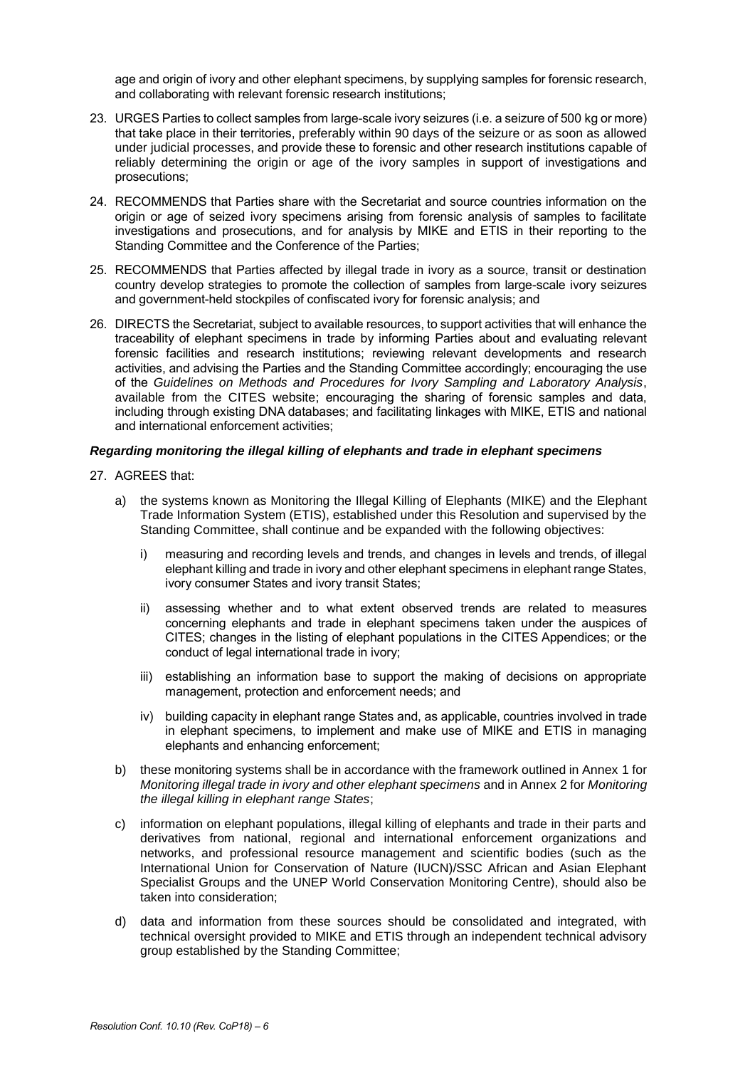age and origin of ivory and other elephant specimens, by supplying samples for forensic research, and collaborating with relevant forensic research institutions;

23. URGES Parties to collect samples from large-scale ivory seizures (i.e. a seizure of 500 kg or more) that take place in their territories, preferably within 90 days of the seizure or as soon as allowed under judicial processes, and provide these to forensic and other research institutions capable of reliably determining the origin or age of the ivory samples in support of investigations and prosecutions;

24. RECOMMENDS that Parties share with the Secretariat and source countries information on the origin or age of seized ivory specimens arising from forensic analysis of samples to facilitate investigations and prosecutions, and for analysis by MIKE and ETIS in their reporting to the Standing Committee and the Conference of the Parties;

25. RECOMMENDS that Parties affected by illegal trade in ivory as a source, transit or destination country develop strategies to promote the collection of samples from large-scale ivory seizures and government-held stockpiles of confiscated ivory for forensic analysis; and

26. DIRECTS the Secretariat, subject to available resources, to support activities that will enhance the traceability of elephant specimens in trade by informing Parties about and evaluating relevant forensic facilities and research institutions; reviewing relevant developments and research activities, and advising the Parties and the Standing Committee accordingly; encouraging the use of the *Guidelines on Methods and Procedures for Ivory Sampling and Laboratory Analysis*, available from the CITES website; encouraging the sharing of forensic samples and data, including through existing DNA databases; and facilitating linkages with MIKE, ETIS and national and international enforcement activities;

***Regarding monitoring the illegal killing of elephants and trade in elephant specimens***

27. AGREES that:

    a) the systems known as Monitoring the Illegal Killing of Elephants (MIKE) and the Elephant Trade Information System (ETIS), established under this Resolution and supervised by the Standing Committee, shall continue and be expanded with the following objectives:

        i) measuring and recording levels and trends, and changes in levels and trends, of illegal elephant killing and trade in ivory and other elephant specimens in elephant range States, ivory consumer States and ivory transit States;

        ii) assessing whether and to what extent observed trends are related to measures concerning elephants and trade in elephant specimens taken under the auspices of CITES; changes in the listing of elephant populations in the CITES Appendices; or the conduct of legal international trade in ivory;

        iii) establishing an information base to support the making of decisions on appropriate management, protection and enforcement needs; and

        iv) building capacity in elephant range States and, as applicable, countries involved in trade in elephant specimens, to implement and make use of MIKE and ETIS in managing elephants and enhancing enforcement;

    b) these monitoring systems shall be in accordance with the framework outlined in Annex 1 for *Monitoring illegal trade in ivory and other elephant specimens* and in Annex 2 for *Monitoring the illegal killing in elephant range States*;

    c) information on elephant populations, illegal killing of elephants and trade in their parts and derivatives from national, regional and international enforcement organizations and networks, and professional resource management and scientific bodies (such as the International Union for Conservation of Nature (IUCN)/SSC African and Asian Elephant Specialist Groups and the UNEP World Conservation Monitoring Centre), should also be taken into consideration;

    d) data and information from these sources should be consolidated and integrated, with technical oversight provided to MIKE and ETIS through an independent technical advisory group established by the Standing Committee;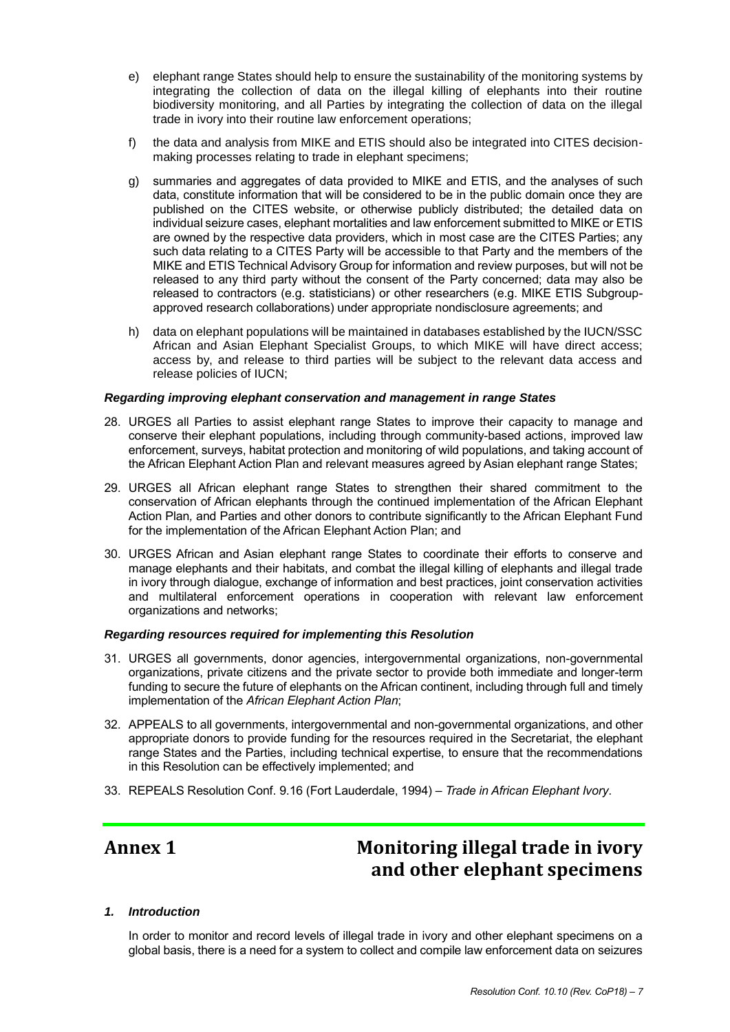e) elephant range States should help to ensure the sustainability of the monitoring systems by integrating the collection of data on the illegal killing of elephants into their routine biodiversity monitoring, and all Parties by integrating the collection of data on the illegal trade in ivory into their routine law enforcement operations;

f) the data and analysis from MIKE and ETIS should also be integrated into CITES decision-making processes relating to trade in elephant specimens;

g) summaries and aggregates of data provided to MIKE and ETIS, and the analyses of such data, constitute information that will be considered to be in the public domain once they are published on the CITES website, or otherwise publicly distributed; the detailed data on individual seizure cases, elephant mortalities and law enforcement submitted to MIKE or ETIS are owned by the respective data providers, which in most case are the CITES Parties; any such data relating to a CITES Party will be accessible to that Party and the members of the MIKE and ETIS Technical Advisory Group for information and review purposes, but will not be released to any third party without the consent of the Party concerned; data may also be released to contractors (e.g. statisticians) or other researchers (e.g. MIKE ETIS Subgroup-approved research collaborations) under appropriate nondisclosure agreements; and

h) data on elephant populations will be maintained in databases established by the IUCN/SSC African and Asian Elephant Specialist Groups, to which MIKE will have direct access; access by, and release to third parties will be subject to the relevant data access and release policies of IUCN;

***Regarding improving elephant conservation and management in range States***

28. URGES all Parties to assist elephant range States to improve their capacity to manage and conserve their elephant populations, including through community-based actions, improved law enforcement, surveys, habitat protection and monitoring of wild populations, and taking account of the African Elephant Action Plan and relevant measures agreed by Asian elephant range States;

29. URGES all African elephant range States to strengthen their shared commitment to the conservation of African elephants through the continued implementation of the African Elephant Action Plan*,* and Parties and other donors to contribute significantly to the African Elephant Fund for the implementation of the African Elephant Action Plan; and

30. URGES African and Asian elephant range States to coordinate their efforts to conserve and manage elephants and their habitats, and combat the illegal killing of elephants and illegal trade in ivory through dialogue, exchange of information and best practices, joint conservation activities and multilateral enforcement operations in cooperation with relevant law enforcement organizations and networks;

***Regarding resources required for implementing this Resolution***

31. URGES all governments, donor agencies, intergovernmental organizations, non-governmental organizations, private citizens and the private sector to provide both immediate and longer-term funding to secure the future of elephants on the African continent, including through full and timely implementation of the *African Elephant Action Plan*;

32. APPEALS to all governments, intergovernmental and non-governmental organizations, and other appropriate donors to provide funding for the resources required in the Secretariat, the elephant range States and the Parties, including technical expertise, to ensure that the recommendations in this Resolution can be effectively implemented; and

33. REPEALS Resolution Conf. 9.16 (Fort Lauderdale, 1994) – *Trade in African Elephant Ivory*.

## Annex 1 Monitoring illegal trade in ivory and other elephant specimens

***1. Introduction***

In order to monitor and record levels of illegal trade in ivory and other elephant specimens on a global basis, there is a need for a system to collect and compile law enforcement data on seizures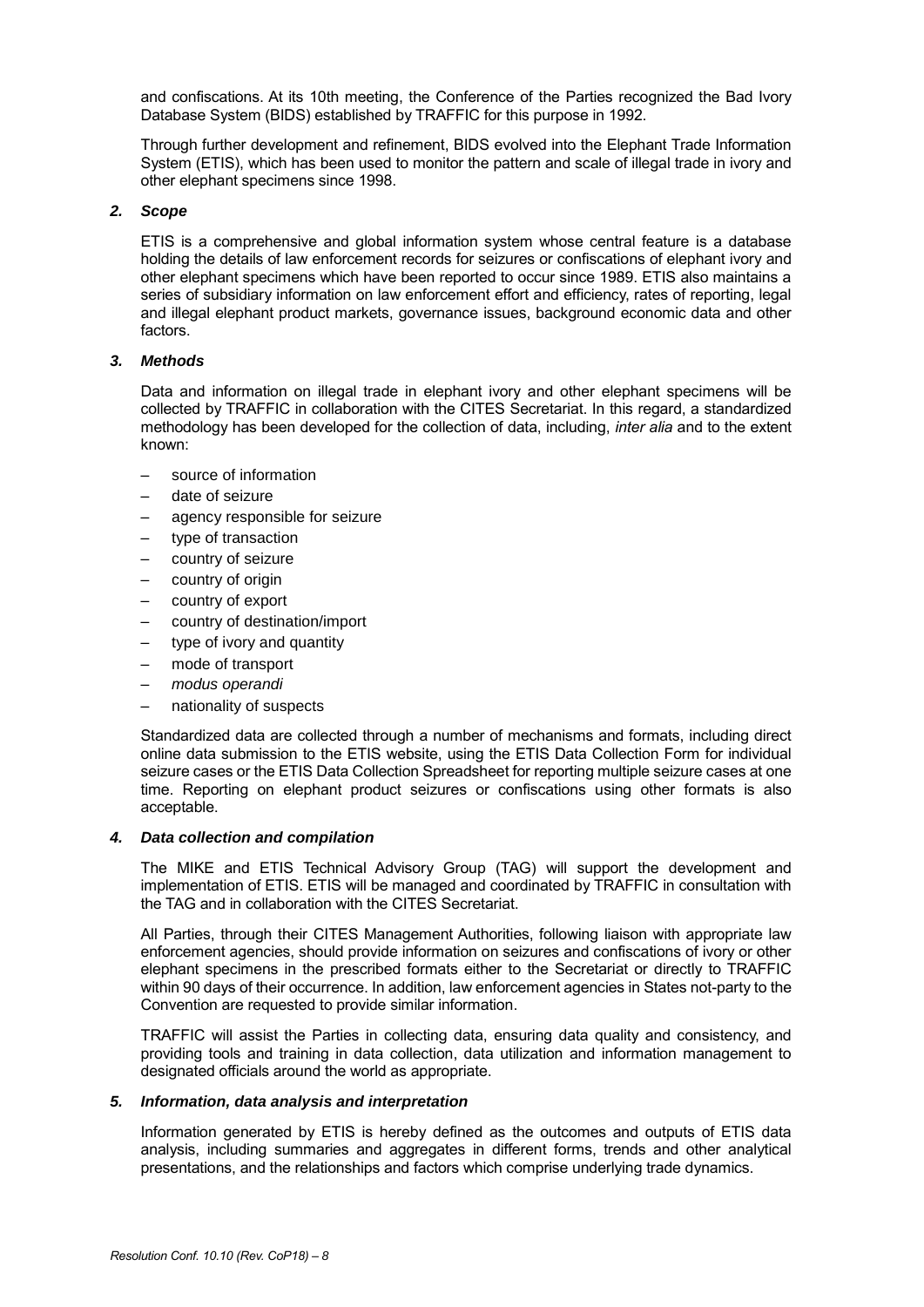and confiscations. At its 10th meeting, the Conference of the Parties recognized the Bad Ivory Database System (BIDS) established by TRAFFIC for this purpose in 1992.

Through further development and refinement, BIDS evolved into the Elephant Trade Information System (ETIS), which has been used to monitor the pattern and scale of illegal trade in ivory and other elephant specimens since 1998.

### *2. Scope*

ETIS is a comprehensive and global information system whose central feature is a database holding the details of law enforcement records for seizures or confiscations of elephant ivory and other elephant specimens which have been reported to occur since 1989. ETIS also maintains a series of subsidiary information on law enforcement effort and efficiency, rates of reporting, legal and illegal elephant product markets, governance issues, background economic data and other factors.

### *3. Methods*

Data and information on illegal trade in elephant ivory and other elephant specimens will be collected by TRAFFIC in collaboration with the CITES Secretariat. In this regard, a standardized methodology has been developed for the collection of data, including, *inter alia* and to the extent known:

- source of information
- date of seizure
- agency responsible for seizure
- type of transaction
- country of seizure
- country of origin
- country of export
- country of destination/import
- type of ivory and quantity
- mode of transport
- *modus operandi*
- nationality of suspects

Standardized data are collected through a number of mechanisms and formats, including direct online data submission to the ETIS website, using the ETIS Data Collection Form for individual seizure cases or the ETIS Data Collection Spreadsheet for reporting multiple seizure cases at one time. Reporting on elephant product seizures or confiscations using other formats is also acceptable.

### *4. Data collection and compilation*

The MIKE and ETIS Technical Advisory Group (TAG) will support the development and implementation of ETIS. ETIS will be managed and coordinated by TRAFFIC in consultation with the TAG and in collaboration with the CITES Secretariat.

All Parties, through their CITES Management Authorities, following liaison with appropriate law enforcement agencies, should provide information on seizures and confiscations of ivory or other elephant specimens in the prescribed formats either to the Secretariat or directly to TRAFFIC within 90 days of their occurrence. In addition, law enforcement agencies in States not-party to the Convention are requested to provide similar information.

TRAFFIC will assist the Parties in collecting data, ensuring data quality and consistency, and providing tools and training in data collection, data utilization and information management to designated officials around the world as appropriate.

### *5. Information, data analysis and interpretation*

Information generated by ETIS is hereby defined as the outcomes and outputs of ETIS data analysis, including summaries and aggregates in different forms, trends and other analytical presentations, and the relationships and factors which comprise underlying trade dynamics.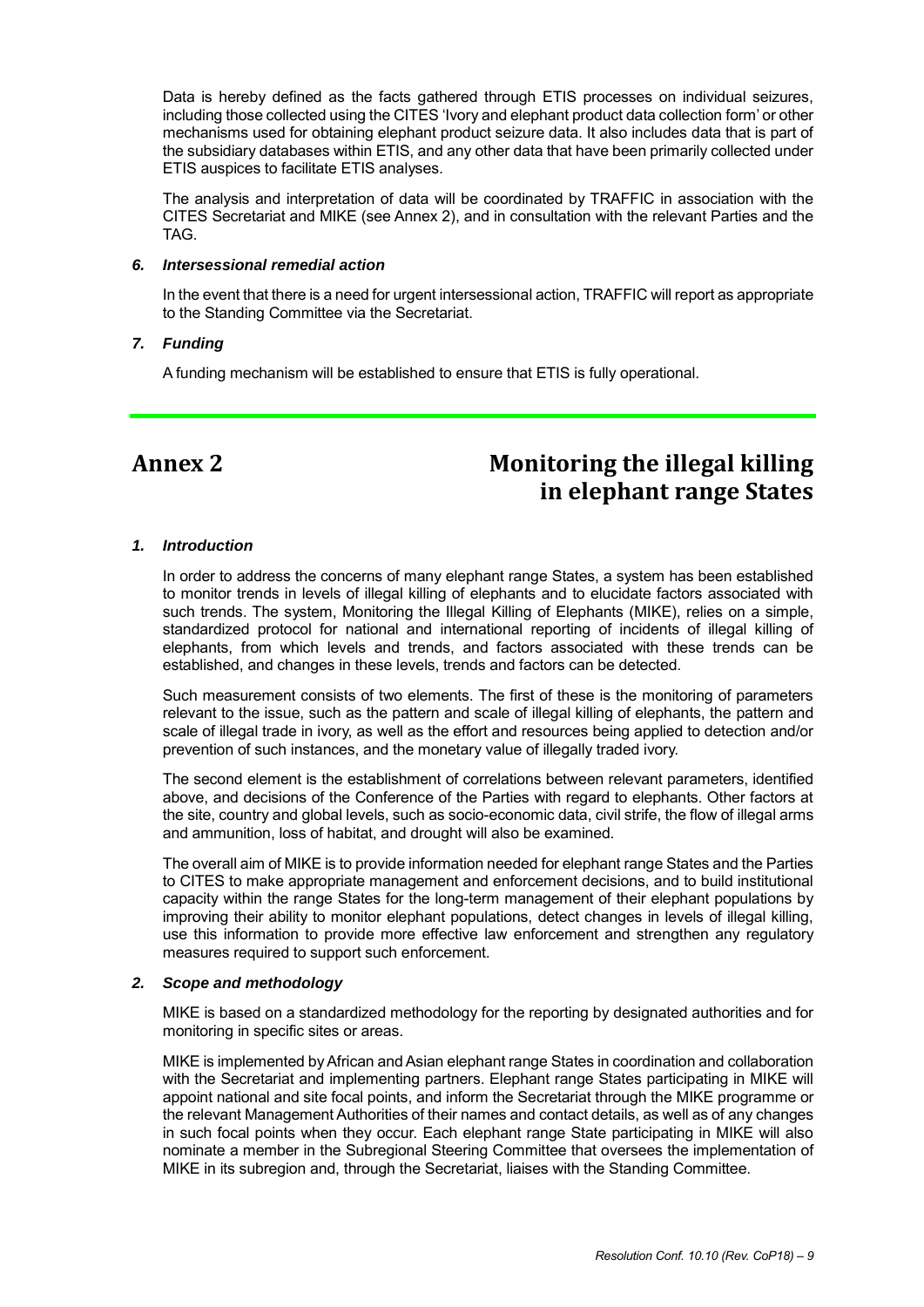Data is hereby defined as the facts gathered through ETIS processes on individual seizures, including those collected using the CITES 'Ivory and elephant product data collection form' or other mechanisms used for obtaining elephant product seizure data. It also includes data that is part of the subsidiary databases within ETIS, and any other data that have been primarily collected under ETIS auspices to facilitate ETIS analyses.

The analysis and interpretation of data will be coordinated by TRAFFIC in association with the CITES Secretariat and MIKE (see Annex 2), and in consultation with the relevant Parties and the TAG.

### *6. Intersessional remedial action*

In the event that there is a need for urgent intersessional action, TRAFFIC will report as appropriate to the Standing Committee via the Secretariat.

### *7. Funding*

A funding mechanism will be established to ensure that ETIS is fully operational.

---

## Annex 2 — Monitoring the illegal killing in elephant range States

### *1. Introduction*

In order to address the concerns of many elephant range States, a system has been established to monitor trends in levels of illegal killing of elephants and to elucidate factors associated with such trends. The system, Monitoring the Illegal Killing of Elephants (MIKE), relies on a simple, standardized protocol for national and international reporting of incidents of illegal killing of elephants, from which levels and trends, and factors associated with these trends can be established, and changes in these levels, trends and factors can be detected.

Such measurement consists of two elements. The first of these is the monitoring of parameters relevant to the issue, such as the pattern and scale of illegal killing of elephants, the pattern and scale of illegal trade in ivory, as well as the effort and resources being applied to detection and/or prevention of such instances, and the monetary value of illegally traded ivory.

The second element is the establishment of correlations between relevant parameters, identified above, and decisions of the Conference of the Parties with regard to elephants. Other factors at the site, country and global levels, such as socio-economic data, civil strife, the flow of illegal arms and ammunition, loss of habitat, and drought will also be examined.

The overall aim of MIKE is to provide information needed for elephant range States and the Parties to CITES to make appropriate management and enforcement decisions, and to build institutional capacity within the range States for the long-term management of their elephant populations by improving their ability to monitor elephant populations, detect changes in levels of illegal killing, use this information to provide more effective law enforcement and strengthen any regulatory measures required to support such enforcement.

### *2. Scope and methodology*

MIKE is based on a standardized methodology for the reporting by designated authorities and for monitoring in specific sites or areas.

MIKE is implemented by African and Asian elephant range States in coordination and collaboration with the Secretariat and implementing partners. Elephant range States participating in MIKE will appoint national and site focal points, and inform the Secretariat through the MIKE programme or the relevant Management Authorities of their names and contact details, as well as of any changes in such focal points when they occur. Each elephant range State participating in MIKE will also nominate a member in the Subregional Steering Committee that oversees the implementation of MIKE in its subregion and, through the Secretariat, liaises with the Standing Committee.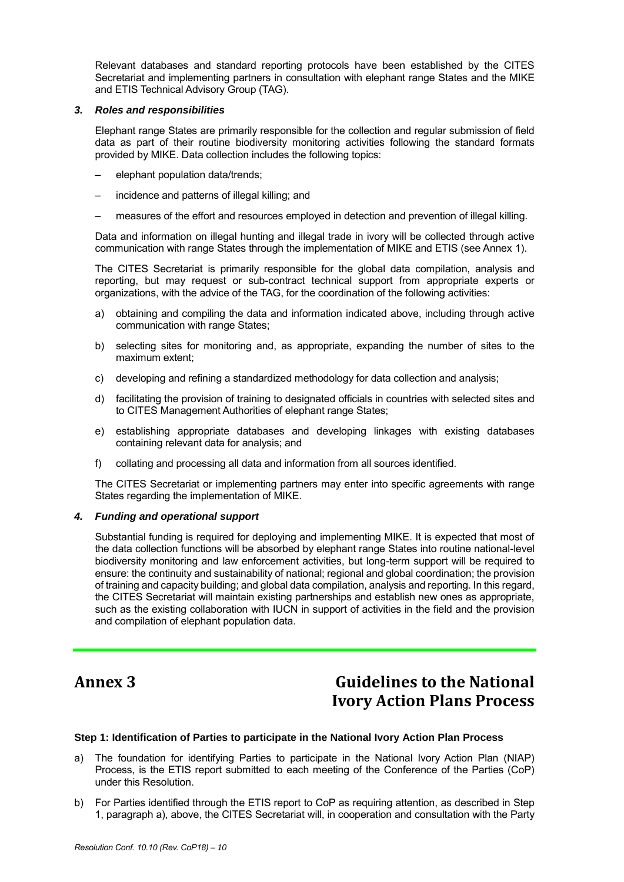Relevant databases and standard reporting protocols have been established by the CITES Secretariat and implementing partners in consultation with elephant range States and the MIKE and ETIS Technical Advisory Group (TAG).

### *3. Roles and responsibilities*

Elephant range States are primarily responsible for the collection and regular submission of field data as part of their routine biodiversity monitoring activities following the standard formats provided by MIKE. Data collection includes the following topics:

– elephant population data/trends;

– incidence and patterns of illegal killing; and

– measures of the effort and resources employed in detection and prevention of illegal killing.

Data and information on illegal hunting and illegal trade in ivory will be collected through active communication with range States through the implementation of MIKE and ETIS (see Annex 1).

The CITES Secretariat is primarily responsible for the global data compilation, analysis and reporting, but may request or sub-contract technical support from appropriate experts or organizations, with the advice of the TAG, for the coordination of the following activities:

a) obtaining and compiling the data and information indicated above, including through active communication with range States;

b) selecting sites for monitoring and, as appropriate, expanding the number of sites to the maximum extent;

c) developing and refining a standardized methodology for data collection and analysis;

d) facilitating the provision of training to designated officials in countries with selected sites and to CITES Management Authorities of elephant range States;

e) establishing appropriate databases and developing linkages with existing databases containing relevant data for analysis; and

f) collating and processing all data and information from all sources identified.

The CITES Secretariat or implementing partners may enter into specific agreements with range States regarding the implementation of MIKE.

### *4. Funding and operational support*

Substantial funding is required for deploying and implementing MIKE. It is expected that most of the data collection functions will be absorbed by elephant range States into routine national-level biodiversity monitoring and law enforcement activities, but long-term support will be required to ensure: the continuity and sustainability of national; regional and global coordination; the provision of training and capacity building; and global data compilation, analysis and reporting. In this regard, the CITES Secretariat will maintain existing partnerships and establish new ones as appropriate, such as the existing collaboration with IUCN in support of activities in the field and the provision and compilation of elephant population data.

---

## Annex 3 — Guidelines to the National Ivory Action Plans Process

**Step 1: Identification of Parties to participate in the National Ivory Action Plan Process**

a) The foundation for identifying Parties to participate in the National Ivory Action Plan (NIAP) Process, is the ETIS report submitted to each meeting of the Conference of the Parties (CoP) under this Resolution.

b) For Parties identified through the ETIS report to CoP as requiring attention, as described in Step 1, paragraph a), above, the CITES Secretariat will, in cooperation and consultation with the Party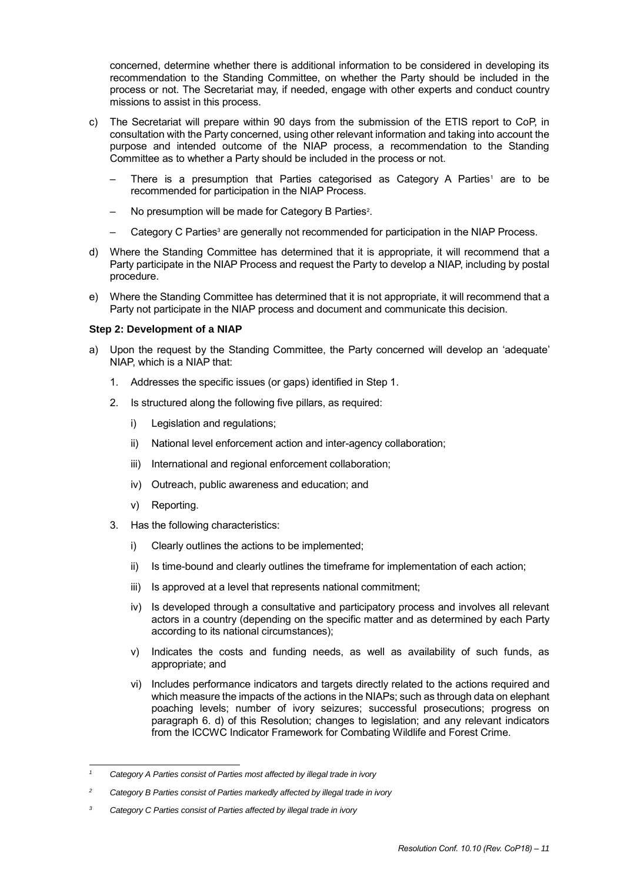concerned, determine whether there is additional information to be considered in developing its recommendation to the Standing Committee, on whether the Party should be included in the process or not. The Secretariat may, if needed, engage with other experts and conduct country missions to assist in this process.

c) The Secretariat will prepare within 90 days from the submission of the ETIS report to CoP, in consultation with the Party concerned, using other relevant information and taking into account the purpose and intended outcome of the NIAP process, a recommendation to the Standing Committee as to whether a Party should be included in the process or not.

   – There is a presumption that Parties categorised as Category A Parties[1] are to be recommended for participation in the NIAP Process.

   – No presumption will be made for Category B Parties[2].

   – Category C Parties[3] are generally not recommended for participation in the NIAP Process.

d) Where the Standing Committee has determined that it is appropriate, it will recommend that a Party participate in the NIAP Process and request the Party to develop a NIAP, including by postal procedure.

e) Where the Standing Committee has determined that it is not appropriate, it will recommend that a Party not participate in the NIAP process and document and communicate this decision.

**Step 2: Development of a NIAP**

a) Upon the request by the Standing Committee, the Party concerned will develop an 'adequate' NIAP, which is a NIAP that:

   1. Addresses the specific issues (or gaps) identified in Step 1.

   2. Is structured along the following five pillars, as required:

      i) Legislation and regulations;

      ii) National level enforcement action and inter-agency collaboration;

      iii) International and regional enforcement collaboration;

      iv) Outreach, public awareness and education; and

      v) Reporting.

   3. Has the following characteristics:

      i) Clearly outlines the actions to be implemented;

      ii) Is time-bound and clearly outlines the timeframe for implementation of each action;

      iii) Is approved at a level that represents national commitment;

      iv) Is developed through a consultative and participatory process and involves all relevant actors in a country (depending on the specific matter and as determined by each Party according to its national circumstances);

      v) Indicates the costs and funding needs, as well as availability of such funds, as appropriate; and

      vi) Includes performance indicators and targets directly related to the actions required and which measure the impacts of the actions in the NIAPs; such as through data on elephant poaching levels; number of ivory seizures; successful prosecutions; progress on paragraph 6. d) of this Resolution; changes to legislation; and any relevant indicators from the ICCWC Indicator Framework for Combating Wildlife and Forest Crime.

---

[1] *Category A Parties consist of Parties most affected by illegal trade in ivory*

[2] *Category B Parties consist of Parties markedly affected by illegal trade in ivory*

[3] *Category C Parties consist of Parties affected by illegal trade in ivory*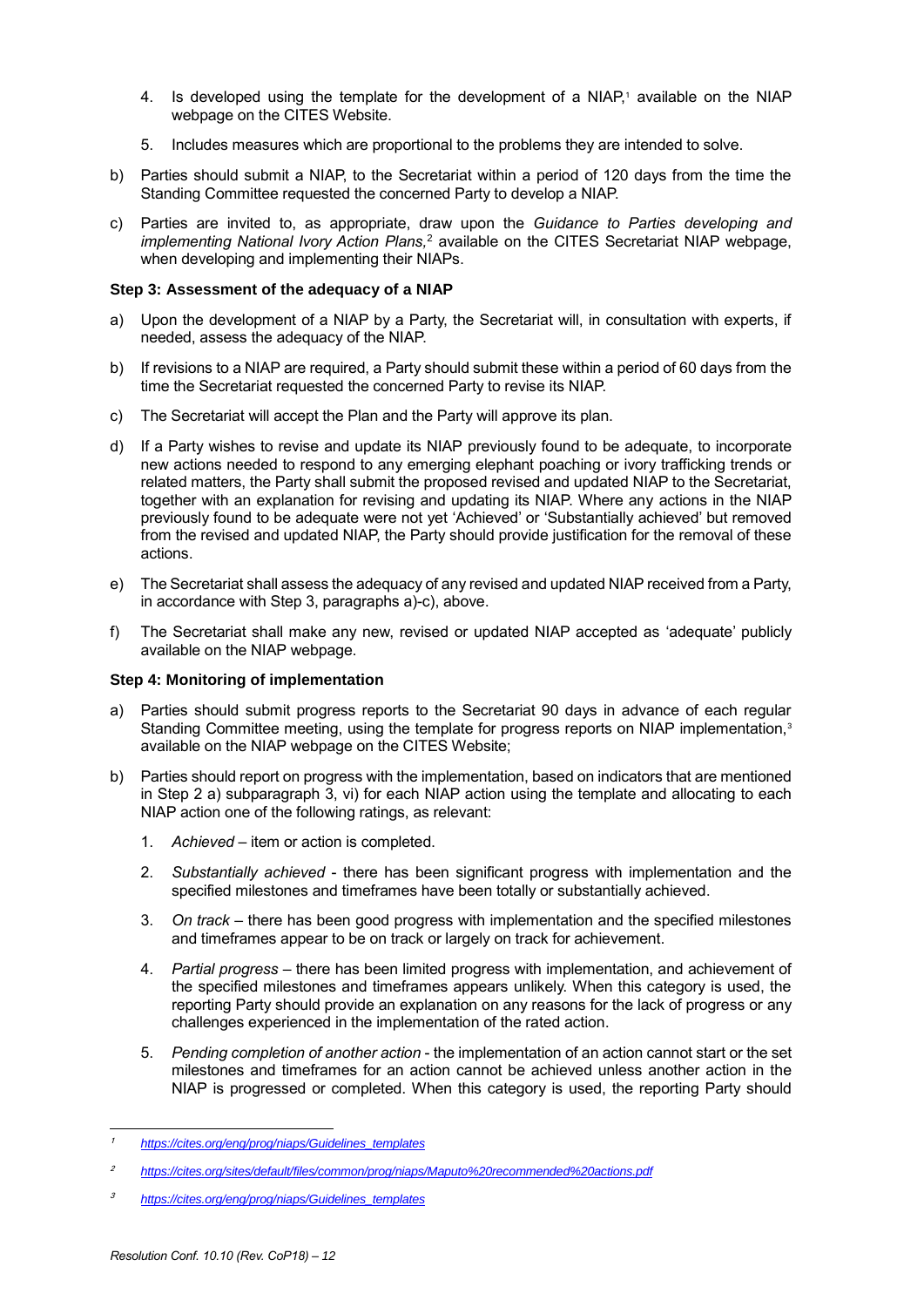4. Is developed using the template for the development of a NIAP,[1] available on the NIAP webpage on the CITES Website.

5. Includes measures which are proportional to the problems they are intended to solve.

b) Parties should submit a NIAP, to the Secretariat within a period of 120 days from the time the Standing Committee requested the concerned Party to develop a NIAP.

c) Parties are invited to, as appropriate, draw upon the *Guidance to Parties developing and implementing National Ivory Action Plans,*[2] available on the CITES Secretariat NIAP webpage, when developing and implementing their NIAPs.

**Step 3: Assessment of the adequacy of a NIAP**

a) Upon the development of a NIAP by a Party, the Secretariat will, in consultation with experts, if needed, assess the adequacy of the NIAP.

b) If revisions to a NIAP are required, a Party should submit these within a period of 60 days from the time the Secretariat requested the concerned Party to revise its NIAP.

c) The Secretariat will accept the Plan and the Party will approve its plan.

d) If a Party wishes to revise and update its NIAP previously found to be adequate, to incorporate new actions needed to respond to any emerging elephant poaching or ivory trafficking trends or related matters, the Party shall submit the proposed revised and updated NIAP to the Secretariat, together with an explanation for revising and updating its NIAP. Where any actions in the NIAP previously found to be adequate were not yet 'Achieved' or 'Substantially achieved' but removed from the revised and updated NIAP, the Party should provide justification for the removal of these actions.

e) The Secretariat shall assess the adequacy of any revised and updated NIAP received from a Party, in accordance with Step 3, paragraphs a)-c), above.

f) The Secretariat shall make any new, revised or updated NIAP accepted as 'adequate' publicly available on the NIAP webpage.

**Step 4: Monitoring of implementation**

a) Parties should submit progress reports to the Secretariat 90 days in advance of each regular Standing Committee meeting, using the template for progress reports on NIAP implementation,[3] available on the NIAP webpage on the CITES Website;

b) Parties should report on progress with the implementation, based on indicators that are mentioned in Step 2 a) subparagraph 3, vi) for each NIAP action using the template and allocating to each NIAP action one of the following ratings, as relevant:

1. *Achieved* – item or action is completed.

2. *Substantially achieved* - there has been significant progress with implementation and the specified milestones and timeframes have been totally or substantially achieved.

3. *On track* – there has been good progress with implementation and the specified milestones and timeframes appear to be on track or largely on track for achievement.

4. *Partial progress* – there has been limited progress with implementation, and achievement of the specified milestones and timeframes appears unlikely. When this category is used, the reporting Party should provide an explanation on any reasons for the lack of progress or any challenges experienced in the implementation of the rated action.

5. *Pending completion of another action* - the implementation of an action cannot start or the set milestones and timeframes for an action cannot be achieved unless another action in the NIAP is progressed or completed. When this category is used, the reporting Party should

---

[1] https://cites.org/eng/prog/niaps/Guidelines_templates

[2] https://cites.org/sites/default/files/common/prog/niaps/Maputo%20recommended%20actions.pdf

[3] https://cites.org/eng/prog/niaps/Guidelines_templates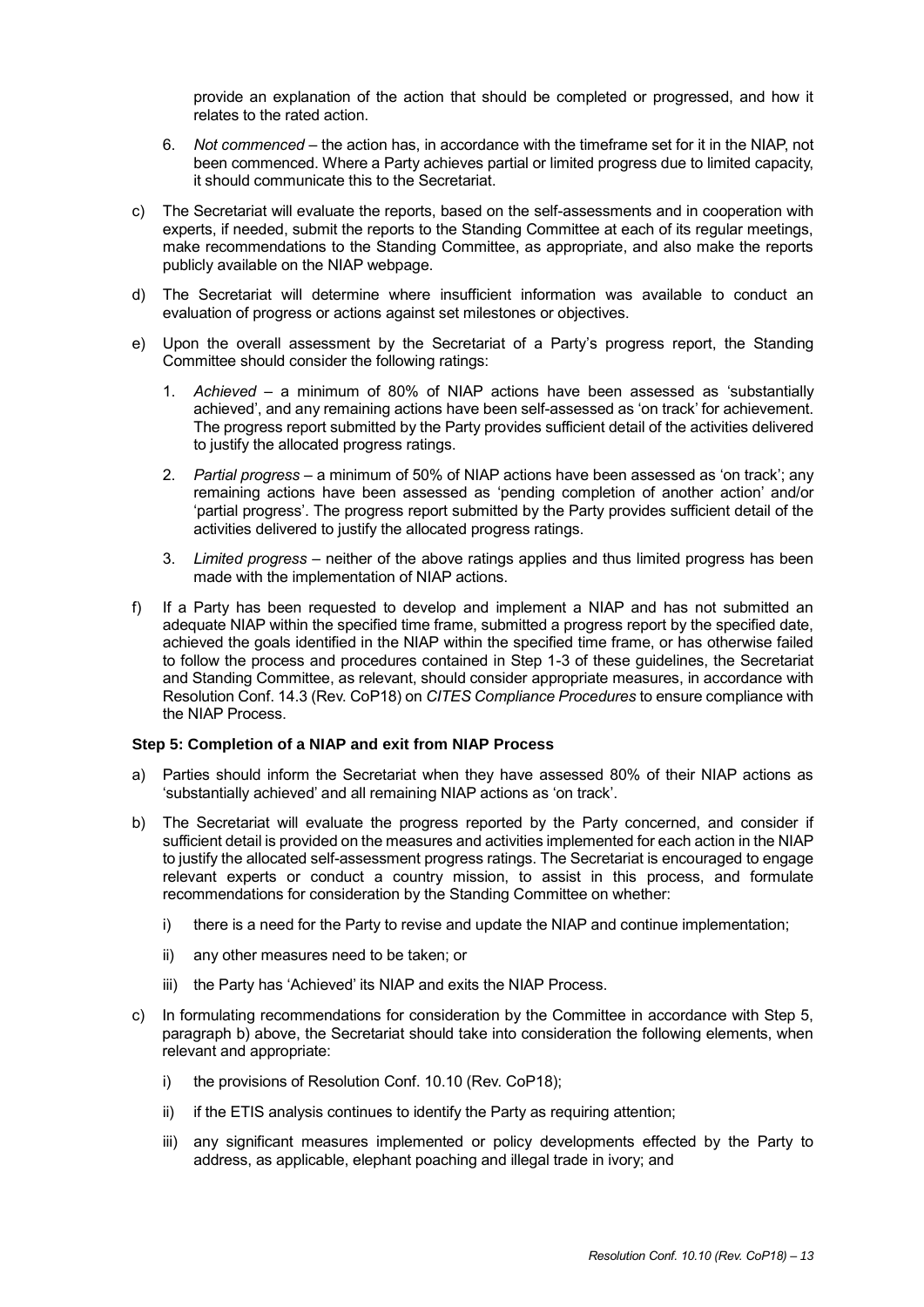provide an explanation of the action that should be completed or progressed, and how it relates to the rated action.

6. *Not commenced* – the action has, in accordance with the timeframe set for it in the NIAP, not been commenced. Where a Party achieves partial or limited progress due to limited capacity, it should communicate this to the Secretariat.

c) The Secretariat will evaluate the reports, based on the self-assessments and in cooperation with experts, if needed, submit the reports to the Standing Committee at each of its regular meetings, make recommendations to the Standing Committee, as appropriate, and also make the reports publicly available on the NIAP webpage.

d) The Secretariat will determine where insufficient information was available to conduct an evaluation of progress or actions against set milestones or objectives.

e) Upon the overall assessment by the Secretariat of a Party's progress report, the Standing Committee should consider the following ratings:

1. *Achieved* – a minimum of 80% of NIAP actions have been assessed as 'substantially achieved', and any remaining actions have been self-assessed as 'on track' for achievement. The progress report submitted by the Party provides sufficient detail of the activities delivered to justify the allocated progress ratings.

2. *Partial progress* – a minimum of 50% of NIAP actions have been assessed as 'on track'; any remaining actions have been assessed as 'pending completion of another action' and/or 'partial progress'. The progress report submitted by the Party provides sufficient detail of the activities delivered to justify the allocated progress ratings.

3. *Limited progress* – neither of the above ratings applies and thus limited progress has been made with the implementation of NIAP actions.

f) If a Party has been requested to develop and implement a NIAP and has not submitted an adequate NIAP within the specified time frame, submitted a progress report by the specified date, achieved the goals identified in the NIAP within the specified time frame, or has otherwise failed to follow the process and procedures contained in Step 1-3 of these guidelines, the Secretariat and Standing Committee, as relevant, should consider appropriate measures, in accordance with Resolution Conf. 14.3 (Rev. CoP18) on *CITES Compliance Procedures* to ensure compliance with the NIAP Process.

**Step 5: Completion of a NIAP and exit from NIAP Process**

a) Parties should inform the Secretariat when they have assessed 80% of their NIAP actions as 'substantially achieved' and all remaining NIAP actions as 'on track'.

b) The Secretariat will evaluate the progress reported by the Party concerned, and consider if sufficient detail is provided on the measures and activities implemented for each action in the NIAP to justify the allocated self-assessment progress ratings. The Secretariat is encouraged to engage relevant experts or conduct a country mission, to assist in this process, and formulate recommendations for consideration by the Standing Committee on whether:

i) there is a need for the Party to revise and update the NIAP and continue implementation;

ii) any other measures need to be taken; or

iii) the Party has 'Achieved' its NIAP and exits the NIAP Process.

c) In formulating recommendations for consideration by the Committee in accordance with Step 5, paragraph b) above, the Secretariat should take into consideration the following elements, when relevant and appropriate:

i) the provisions of Resolution Conf. 10.10 (Rev. CoP18);

ii) if the ETIS analysis continues to identify the Party as requiring attention;

iii) any significant measures implemented or policy developments effected by the Party to address, as applicable, elephant poaching and illegal trade in ivory; and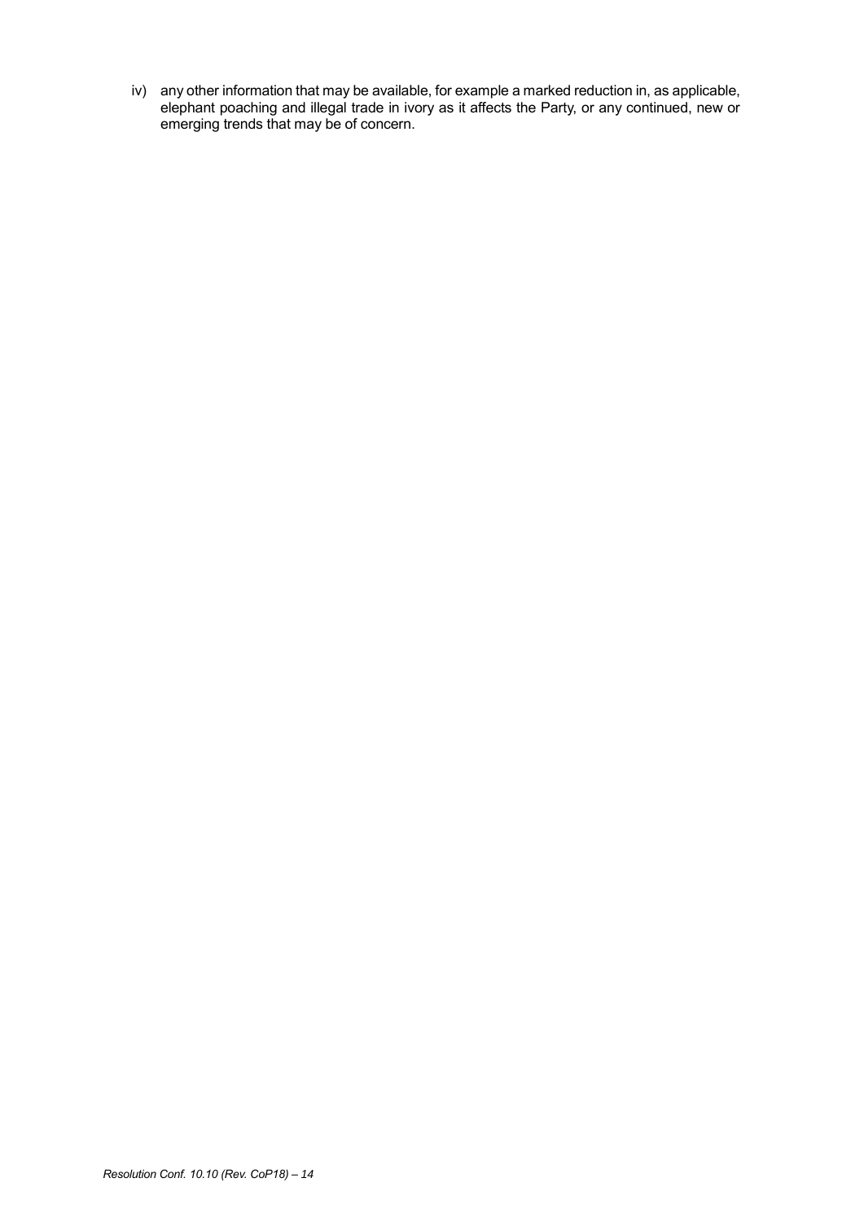iv) any other information that may be available, for example a marked reduction in, as applicable, elephant poaching and illegal trade in ivory as it affects the Party, or any continued, new or emerging trends that may be of concern.